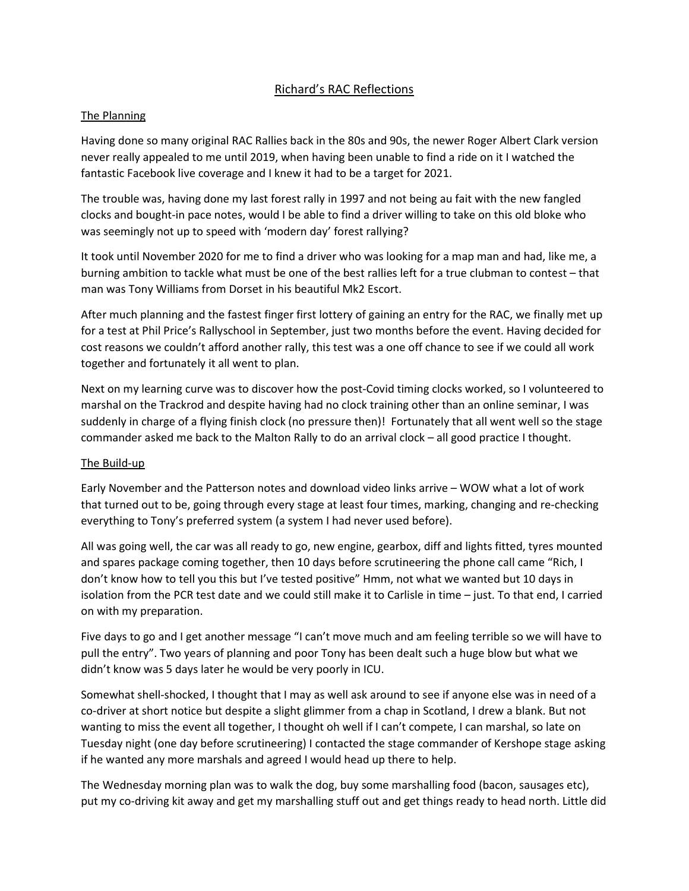# Richard's RAC Reflections

## The Planning

Having done so many original RAC Rallies back in the 80s and 90s, the newer Roger Albert Clark version never really appealed to me until 2019, when having been unable to find a ride on it I watched the fantastic Facebook live coverage and I knew it had to be a target for 2021.

The trouble was, having done my last forest rally in 1997 and not being au fait with the new fangled clocks and bought-in pace notes, would I be able to find a driver willing to take on this old bloke who was seemingly not up to speed with 'modern day' forest rallying?

It took until November 2020 for me to find a driver who was looking for a map man and had, like me, a burning ambition to tackle what must be one of the best rallies left for a true clubman to contest – that man was Tony Williams from Dorset in his beautiful Mk2 Escort.

After much planning and the fastest finger first lottery of gaining an entry for the RAC, we finally met up for a test at Phil Price's Rallyschool in September, just two months before the event. Having decided for cost reasons we couldn't afford another rally, this test was a one off chance to see if we could all work together and fortunately it all went to plan.

Next on my learning curve was to discover how the post-Covid timing clocks worked, so I volunteered to marshal on the Trackrod and despite having had no clock training other than an online seminar, I was suddenly in charge of a flying finish clock (no pressure then)! Fortunately that all went well so the stage commander asked me back to the Malton Rally to do an arrival clock – all good practice I thought.

## The Build-up

Early November and the Patterson notes and download video links arrive – WOW what a lot of work that turned out to be, going through every stage at least four times, marking, changing and re-checking everything to Tony's preferred system (a system I had never used before).

All was going well, the car was all ready to go, new engine, gearbox, diff and lights fitted, tyres mounted and spares package coming together, then 10 days before scrutineering the phone call came "Rich, I don't know how to tell you this but I've tested positive" Hmm, not what we wanted but 10 days in isolation from the PCR test date and we could still make it to Carlisle in time – just. To that end, I carried on with my preparation.

Five days to go and I get another message "I can't move much and am feeling terrible so we will have to pull the entry". Two years of planning and poor Tony has been dealt such a huge blow but what we didn't know was 5 days later he would be very poorly in ICU.

Somewhat shell-shocked, I thought that I may as well ask around to see if anyone else was in need of a co-driver at short notice but despite a slight glimmer from a chap in Scotland, I drew a blank. But not wanting to miss the event all together, I thought oh well if I can't compete, I can marshal, so late on Tuesday night (one day before scrutineering) I contacted the stage commander of Kershope stage asking if he wanted any more marshals and agreed I would head up there to help.

The Wednesday morning plan was to walk the dog, buy some marshalling food (bacon, sausages etc), put my co-driving kit away and get my marshalling stuff out and get things ready to head north. Little did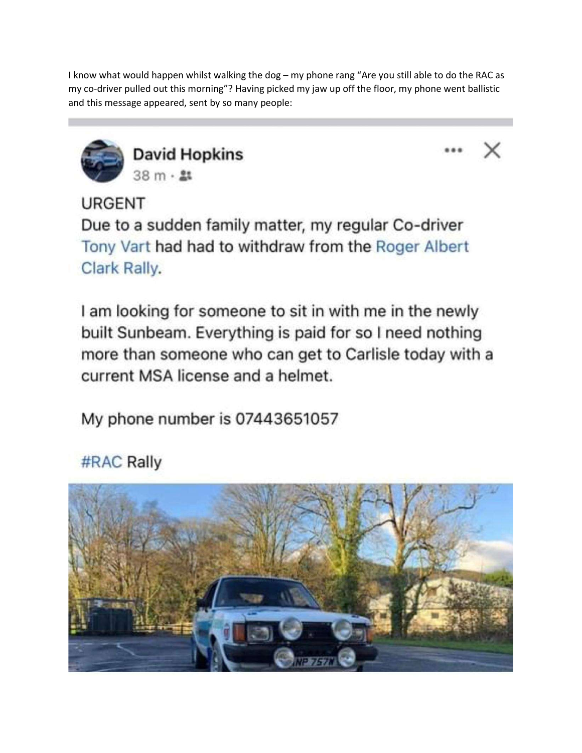I know what would happen whilst walking the dog – my phone rang "Are you still able to do the RAC as my co-driver pulled out this morning"? Having picked my jaw up off the floor, my phone went ballistic and this message appeared, sent by so many people:

**David Hopkins**
38 m ·

URGENT
Due to a sudden family matter, my regular Co-driver Tony Vart had had to withdraw from the Roger Albert Clark Rally.

I am looking for someone to sit in with me in the newly built Sunbeam. Everything is paid for so I need nothing more than someone who can get to Carlisle today with a current MSA license and a helmet.

My phone number is 07443651057

#RAC Rally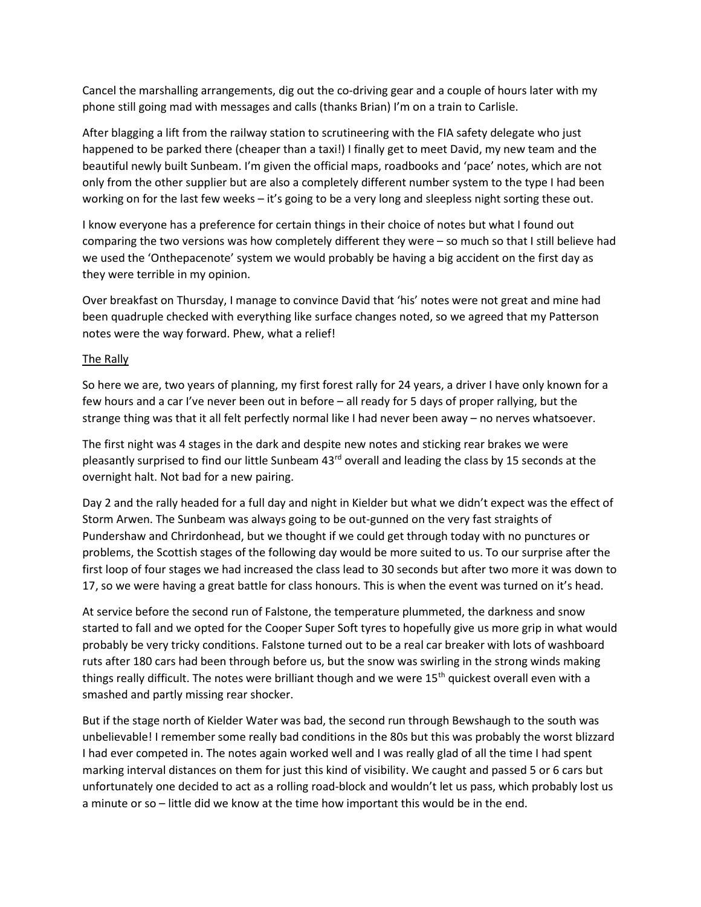Cancel the marshalling arrangements, dig out the co-driving gear and a couple of hours later with my phone still going mad with messages and calls (thanks Brian) I'm on a train to Carlisle.

After blagging a lift from the railway station to scrutineering with the FIA safety delegate who just happened to be parked there (cheaper than a taxi!) I finally get to meet David, my new team and the beautiful newly built Sunbeam. I'm given the official maps, roadbooks and 'pace' notes, which are not only from the other supplier but are also a completely different number system to the type I had been working on for the last few weeks – it's going to be a very long and sleepless night sorting these out.

I know everyone has a preference for certain things in their choice of notes but what I found out comparing the two versions was how completely different they were – so much so that I still believe had we used the 'Onthepacenote' system we would probably be having a big accident on the first day as they were terrible in my opinion.

Over breakfast on Thursday, I manage to convince David that 'his' notes were not great and mine had been quadruple checked with everything like surface changes noted, so we agreed that my Patterson notes were the way forward. Phew, what a relief!

<u>The Rally</u>

So here we are, two years of planning, my first forest rally for 24 years, a driver I have only known for a few hours and a car I've never been out in before – all ready for 5 days of proper rallying, but the strange thing was that it all felt perfectly normal like I had never been away – no nerves whatsoever.

The first night was 4 stages in the dark and despite new notes and sticking rear brakes we were pleasantly surprised to find our little Sunbeam 43rd overall and leading the class by 15 seconds at the overnight halt. Not bad for a new pairing.

Day 2 and the rally headed for a full day and night in Kielder but what we didn't expect was the effect of Storm Arwen. The Sunbeam was always going to be out-gunned on the very fast straights of Pundershaw and Chirdonhead, but we thought if we could get through today with no punctures or problems, the Scottish stages of the following day would be more suited to us. To our surprise after the first loop of four stages we had increased the class lead to 30 seconds but after two more it was down to 17, so we were having a great battle for class honours. This is when the event was turned on it's head.

At service before the second run of Falstone, the temperature plummeted, the darkness and snow started to fall and we opted for the Cooper Super Soft tyres to hopefully give us more grip in what would probably be very tricky conditions. Falstone turned out to be a real car breaker with lots of washboard ruts after 180 cars had been through before us, but the snow was swirling in the strong winds making things really difficult. The notes were brilliant though and we were 15th quickest overall even with a smashed and partly missing rear shocker.

But if the stage north of Kielder Water was bad, the second run through Bewshaugh to the south was unbelievable! I remember some really bad conditions in the 80s but this was probably the worst blizzard I had ever competed in. The notes again worked well and I was really glad of all the time I had spent marking interval distances on them for just this kind of visibility. We caught and passed 5 or 6 cars but unfortunately one decided to act as a rolling road-block and wouldn't let us pass, which probably lost us a minute or so – little did we know at the time how important this would be in the end.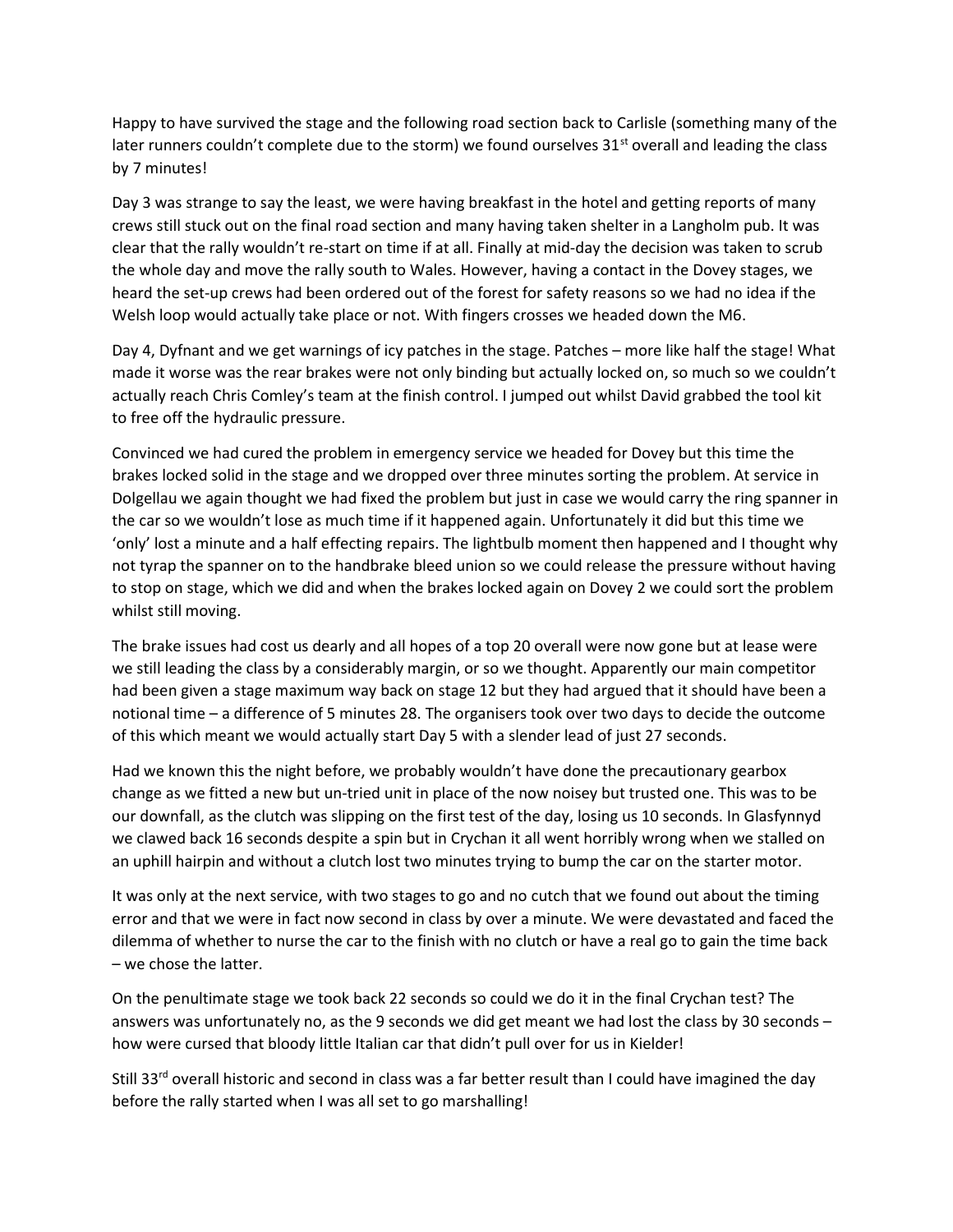Happy to have survived the stage and the following road section back to Carlisle (something many of the later runners couldn't complete due to the storm) we found ourselves 31st overall and leading the class by 7 minutes!

Day 3 was strange to say the least, we were having breakfast in the hotel and getting reports of many crews still stuck out on the final road section and many having taken shelter in a Langholm pub. It was clear that the rally wouldn't re-start on time if at all. Finally at mid-day the decision was taken to scrub the whole day and move the rally south to Wales. However, having a contact in the Dovey stages, we heard the set-up crews had been ordered out of the forest for safety reasons so we had no idea if the Welsh loop would actually take place or not. With fingers crosses we headed down the M6.

Day 4, Dyfnant and we get warnings of icy patches in the stage. Patches – more like half the stage! What made it worse was the rear brakes were not only binding but actually locked on, so much so we couldn't actually reach Chris Comley's team at the finish control. I jumped out whilst David grabbed the tool kit to free off the hydraulic pressure.

Convinced we had cured the problem in emergency service we headed for Dovey but this time the brakes locked solid in the stage and we dropped over three minutes sorting the problem. At service in Dolgellau we again thought we had fixed the problem but just in case we would carry the ring spanner in the car so we wouldn't lose as much time if it happened again. Unfortunately it did but this time we 'only' lost a minute and a half effecting repairs. The lightbulb moment then happened and I thought why not tyrap the spanner on to the handbrake bleed union so we could release the pressure without having to stop on stage, which we did and when the brakes locked again on Dovey 2 we could sort the problem whilst still moving.

The brake issues had cost us dearly and all hopes of a top 20 overall were now gone but at lease were we still leading the class by a considerably margin, or so we thought. Apparently our main competitor had been given a stage maximum way back on stage 12 but they had argued that it should have been a notional time – a difference of 5 minutes 28. The organisers took over two days to decide the outcome of this which meant we would actually start Day 5 with a slender lead of just 27 seconds.

Had we known this the night before, we probably wouldn't have done the precautionary gearbox change as we fitted a new but un-tried unit in place of the now noisey but trusted one. This was to be our downfall, as the clutch was slipping on the first test of the day, losing us 10 seconds. In Glasfynnyd we clawed back 16 seconds despite a spin but in Crychan it all went horribly wrong when we stalled on an uphill hairpin and without a clutch lost two minutes trying to bump the car on the starter motor.

It was only at the next service, with two stages to go and no cutch that we found out about the timing error and that we were in fact now second in class by over a minute. We were devastated and faced the dilemma of whether to nurse the car to the finish with no clutch or have a real go to gain the time back – we chose the latter.

On the penultimate stage we took back 22 seconds so could we do it in the final Crychan test? The answers was unfortunately no, as the 9 seconds we did get meant we had lost the class by 30 seconds – how were cursed that bloody little Italian car that didn't pull over for us in Kielder!

Still 33rd overall historic and second in class was a far better result than I could have imagined the day before the rally started when I was all set to go marshalling!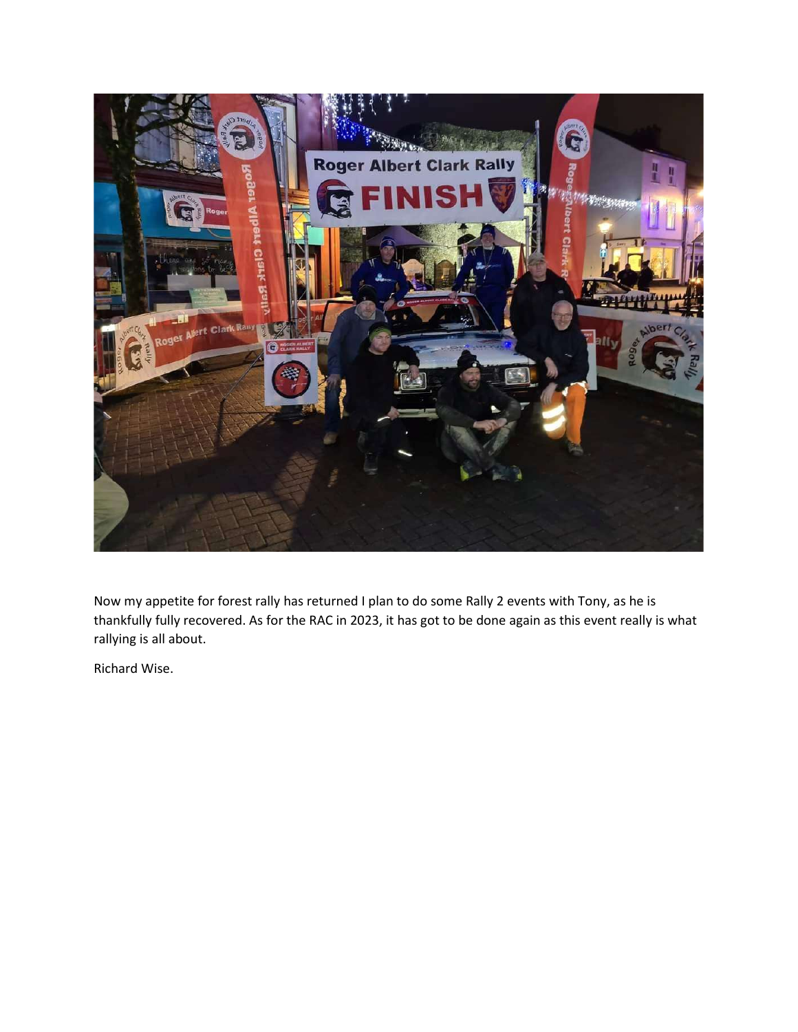Now my appetite for forest rally has returned I plan to do some Rally 2 events with Tony, as he is thankfully fully recovered. As for the RAC in 2023, it has got to be done again as this event really is what rallying is all about.

Richard Wise.